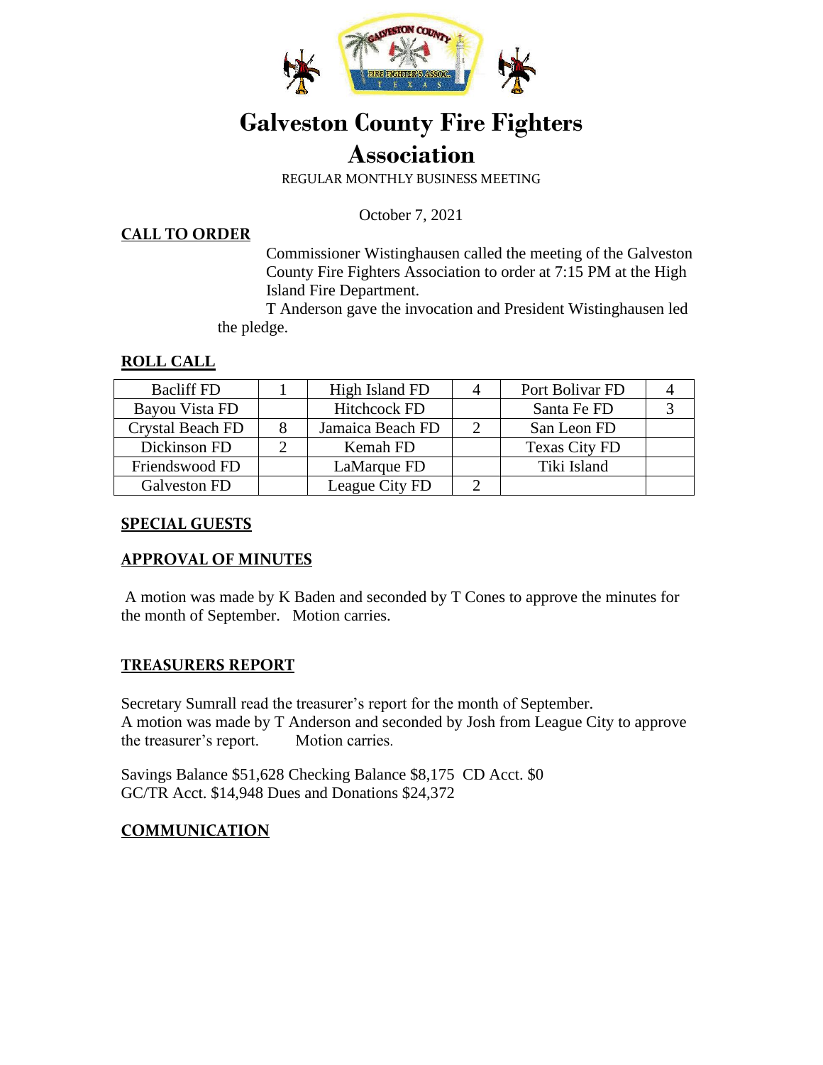# Galveston County Fire Fighters Association

REGULAR MONTHLY BUSINESS MEETING

October 7, 2021

## CALL TO ORDER

Commissioner Wistinghausen called the meeting of the Galveston County Fire Fighters Association to order at 7:15 PM at the High Island Fire Department.

T Anderson gave the invocation and President Wistinghausen led the pledge.

## ROLL CALL

| Bacliff FD | 1 | High Island FD | 4 | Port Bolivar FD | 4 |
|---|---|---|---|---|---|
| Bayou Vista FD | | Hitchcock FD | | Santa Fe FD | 3 |
| Crystal Beach FD | 8 | Jamaica Beach FD | 2 | San Leon FD | |
| Dickinson FD | 2 | Kemah FD | | Texas City FD | |
| Friendswood FD | | LaMarque FD | | Tiki Island | |
| Galveston FD | | League City FD | 2 | | |

## SPECIAL GUESTS

## APPROVAL OF MINUTES

A motion was made by K Baden and seconded by T Cones to approve the minutes for the month of September. Motion carries.

## TREASURERS REPORT

Secretary Sumrall read the treasurer's report for the month of September.
A motion was made by T Anderson and seconded by Josh from League City to approve the treasurer's report. Motion carries.

Savings Balance $51,628 Checking Balance $8,175 CD Acct. $0
GC/TR Acct. $14,948 Dues and Donations $24,372

## COMMUNICATION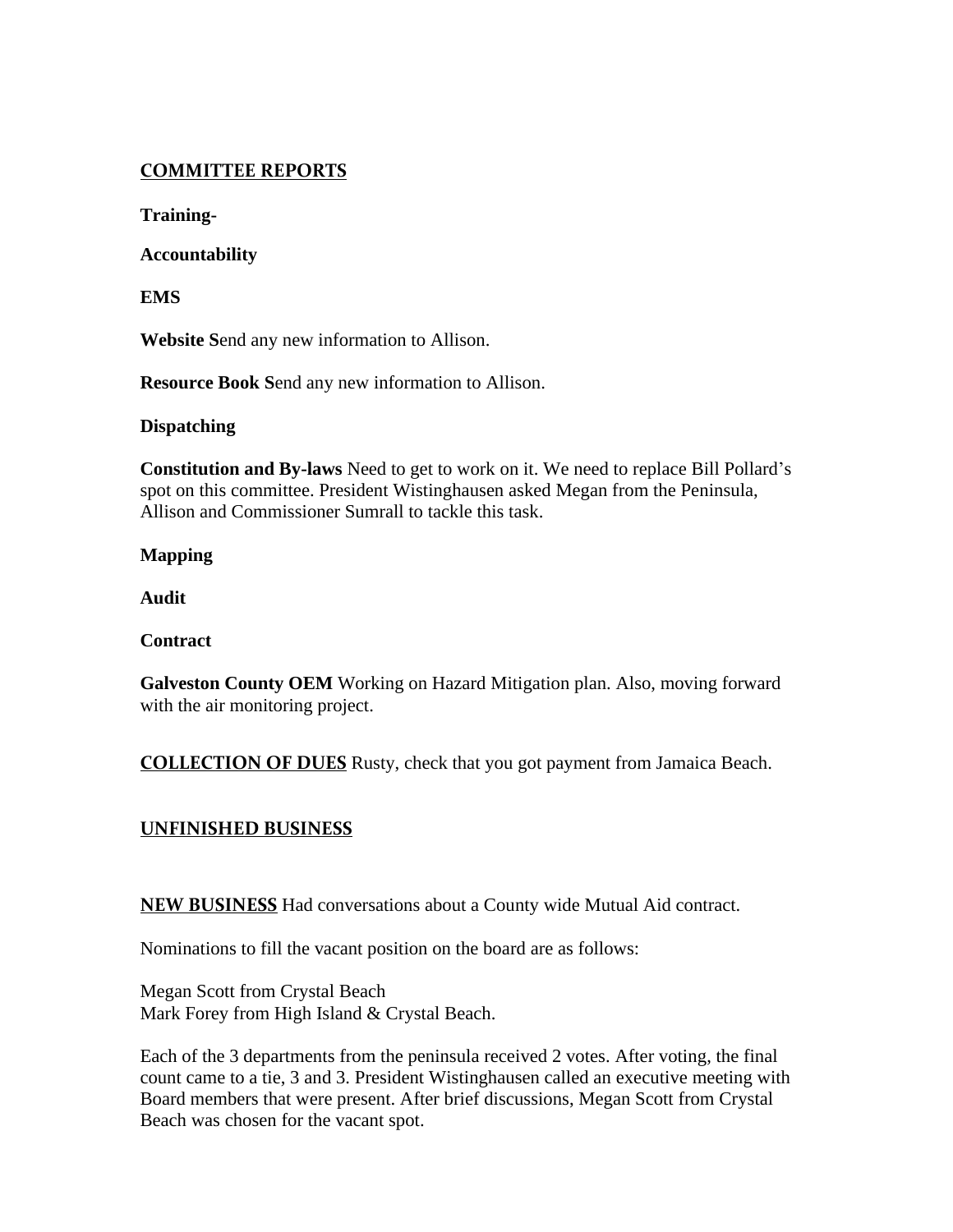## COMMITTEE REPORTS

**Training-**

**Accountability**

**EMS**

**Website S**end any new information to Allison.

**Resource Book S**end any new information to Allison.

**Dispatching**

**Constitution and By-laws** Need to get to work on it. We need to replace Bill Pollard's spot on this committee. President Wistinghausen asked Megan from the Peninsula, Allison and Commissioner Sumrall to tackle this task.

**Mapping**

**Audit**

**Contract**

**Galveston County OEM** Working on Hazard Mitigation plan. Also, moving forward with the air monitoring project.

## COLLECTION OF DUES

Rusty, check that you got payment from Jamaica Beach.

## UNFINISHED BUSINESS

## NEW BUSINESS

Had conversations about a County wide Mutual Aid contract.

Nominations to fill the vacant position on the board are as follows:

Megan Scott from Crystal Beach
Mark Forey from High Island & Crystal Beach.

Each of the 3 departments from the peninsula received 2 votes. After voting, the final count came to a tie, 3 and 3. President Wistinghausen called an executive meeting with Board members that were present. After brief discussions, Megan Scott from Crystal Beach was chosen for the vacant spot.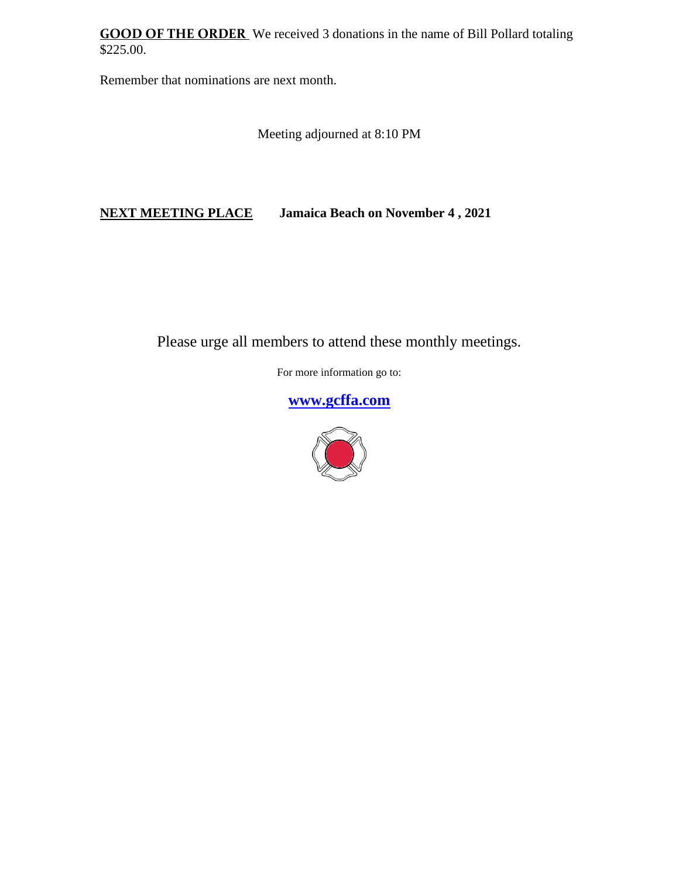**GOOD OF THE ORDER** We received 3 donations in the name of Bill Pollard totaling $225.00.

Remember that nominations are next month.

Meeting adjourned at 8:10 PM

**NEXT MEETING PLACE** **Jamaica Beach on November 4 , 2021**

Please urge all members to attend these monthly meetings.

For more information go to:

**www.gcffa.com**